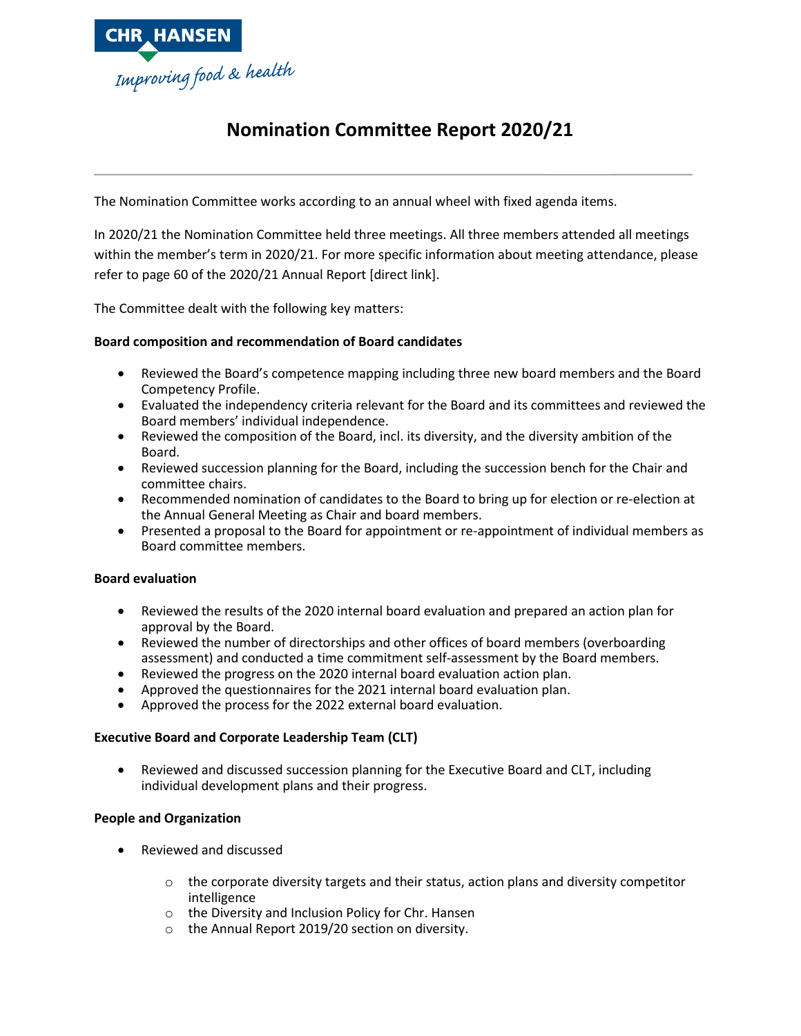# Nomination Committee Report 2020/21

The Nomination Committee works according to an annual wheel with fixed agenda items.

In 2020/21 the Nomination Committee held three meetings. All three members attended all meetings within the member's term in 2020/21. For more specific information about meeting attendance, please refer to page 60 of the 2020/21 Annual Report [direct link].

The Committee dealt with the following key matters:

**Board composition and recommendation of Board candidates**

- Reviewed the Board's competence mapping including three new board members and the Board Competency Profile.
- Evaluated the independency criteria relevant for the Board and its committees and reviewed the Board members' individual independence.
- Reviewed the composition of the Board, incl. its diversity, and the diversity ambition of the Board.
- Reviewed succession planning for the Board, including the succession bench for the Chair and committee chairs.
- Recommended nomination of candidates to the Board to bring up for election or re-election at the Annual General Meeting as Chair and board members.
- Presented a proposal to the Board for appointment or re-appointment of individual members as Board committee members.

**Board evaluation**

- Reviewed the results of the 2020 internal board evaluation and prepared an action plan for approval by the Board.
- Reviewed the number of directorships and other offices of board members (overboarding assessment) and conducted a time commitment self-assessment by the Board members.
- Reviewed the progress on the 2020 internal board evaluation action plan.
- Approved the questionnaires for the 2021 internal board evaluation plan.
- Approved the process for the 2022 external board evaluation.

**Executive Board and Corporate Leadership Team (CLT)**

- Reviewed and discussed succession planning for the Executive Board and CLT, including individual development plans and their progress.

**People and Organization**

- Reviewed and discussed
  - the corporate diversity targets and their status, action plans and diversity competitor intelligence
  - the Diversity and Inclusion Policy for Chr. Hansen
  - the Annual Report 2019/20 section on diversity.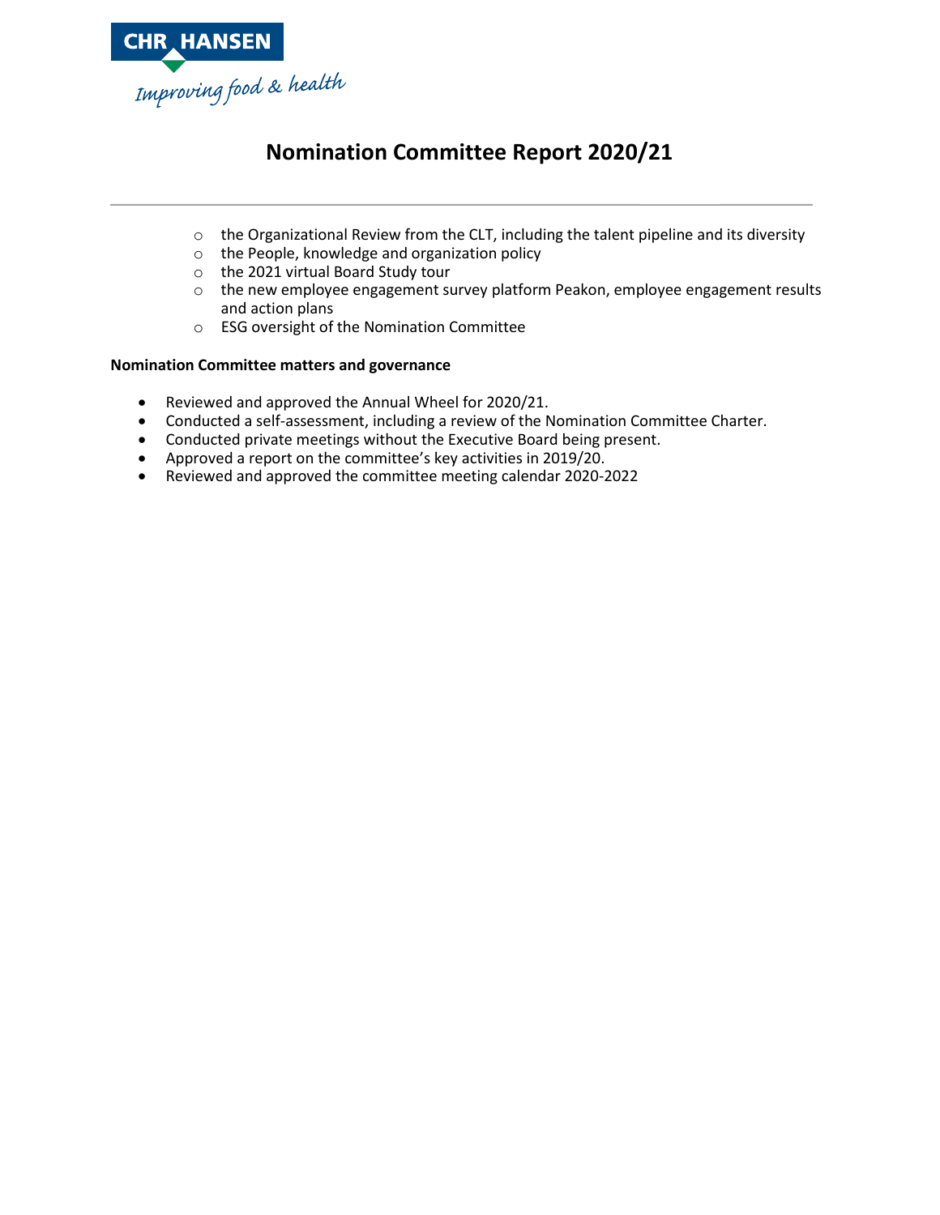- the Organizational Review from the CLT, including the talent pipeline and its diversity
- the People, knowledge and organization policy
- the 2021 virtual Board Study tour
- the new employee engagement survey platform Peakon, employee engagement results and action plans
- ESG oversight of the Nomination Committee

**Nomination Committee matters and governance**

- Reviewed and approved the Annual Wheel for 2020/21.
- Conducted a self-assessment, including a review of the Nomination Committee Charter.
- Conducted private meetings without the Executive Board being present.
- Approved a report on the committee's key activities in 2019/20.
- Reviewed and approved the committee meeting calendar 2020-2022